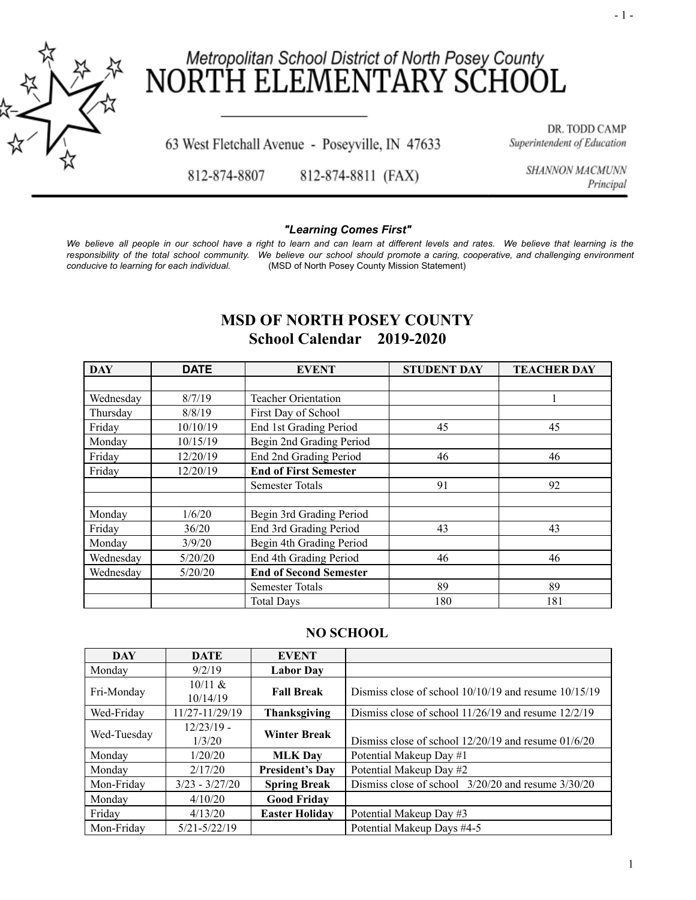# Metropolitan School District of North Posey County
# NORTH ELEMENTARY SCHOOL

63 West Fletchall Avenue - Poseyville, IN 47633

812-874-8807 812-874-8811 (FAX)

DR. TODD CAMP
*Superintendent of Education*

*SHANNON MACMUNN*
*Principal*

***"Learning Comes First"***

*We believe all people in our school have a right to learn and can learn at different levels and rates. We believe that learning is the responsibility of the total school community. We believe our school should promote a caring, cooperative, and challenging environment conducive to learning for each individual.* (MSD of North Posey County Mission Statement)

## MSD OF NORTH POSEY COUNTY
## School Calendar 2019-2020

| DAY | DATE | EVENT | STUDENT DAY | TEACHER DAY |
|---|---|---|---|---|
| | | | | |
| Wednesday | 8/7/19 | Teacher Orientation | | 1 |
| Thursday | 8/8/19 | First Day of School | | |
| Friday | 10/10/19 | End 1st Grading Period | 45 | 45 |
| Monday | 10/15/19 | Begin 2nd Grading Period | | |
| Friday | 12/20/19 | End 2nd Grading Period | 46 | 46 |
| Friday | 12/20/19 | **End of First Semester** | | |
| | | Semester Totals | 91 | 92 |
| | | | | |
| Monday | 1/6/20 | Begin 3rd Grading Period | | |
| Friday | 36/20 | End 3rd Grading Period | 43 | 43 |
| Monday | 3/9/20 | Begin 4th Grading Period | | |
| Wednesday | 5/20/20 | End 4th Grading Period | 46 | 46 |
| Wednesday | 5/20/20 | **End of Second Semester** | | |
| | | Semester Totals | 89 | 89 |
| | | Total Days | 180 | 181 |

## NO SCHOOL

| DAY | DATE | EVENT | |
|---|---|---|---|
| Monday | 9/2/19 | **Labor Day** | |
| Fri-Monday | 10/11 & 10/14/19 | **Fall Break** | Dismiss close of school 10/10/19 and resume 10/15/19 |
| Wed-Friday | 11/27-11/29/19 | **Thanksgiving** | Dismiss close of school 11/26/19 and resume 12/2/19 |
| Wed-Tuesday | 12/23/19 - 1/3/20 | **Winter Break** | Dismiss close of school 12/20/19 and resume 01/6/20 |
| Monday | 1/20/20 | **MLK Day** | Potential Makeup Day #1 |
| Monday | 2/17/20 | **President's Day** | Potential Makeup Day #2 |
| Mon-Friday | 3/23 - 3/27/20 | **Spring Break** | Dismiss close of school 3/20/20 and resume 3/30/20 |
| Monday | 4/10/20 | **Good Friday** | |
| Friday | 4/13/20 | **Easter Holiday** | Potential Makeup Day #3 |
| Mon-Friday | 5/21-5/22/19 | | Potential Makeup Days #4-5 |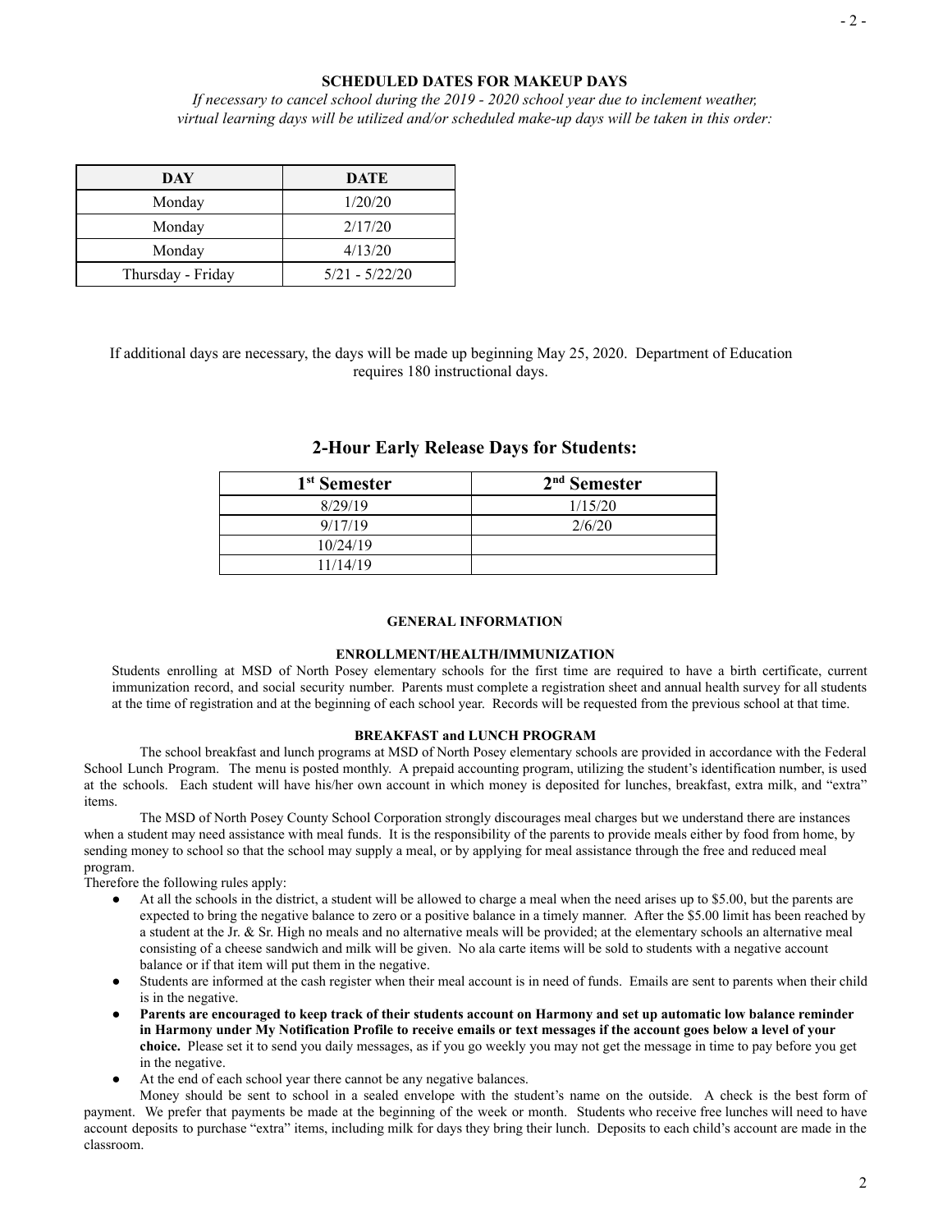## SCHEDULED DATES FOR MAKEUP DAYS

*If necessary to cancel school during the 2019 - 2020 school year due to inclement weather, virtual learning days will be utilized and/or scheduled make-up days will be taken in this order:*

| DAY | DATE |
|---|---|
| Monday | 1/20/20 |
| Monday | 2/17/20 |
| Monday | 4/13/20 |
| Thursday - Friday | 5/21 - 5/22/20 |

If additional days are necessary, the days will be made up beginning May 25, 2020. Department of Education requires 180 instructional days.

## 2-Hour Early Release Days for Students:

| 1st Semester | 2nd Semester |
|---|---|
| 8/29/19 | 1/15/20 |
| 9/17/19 | 2/6/20 |
| 10/24/19 | |
| 11/14/19 | |

## GENERAL INFORMATION

### ENROLLMENT/HEALTH/IMMUNIZATION

Students enrolling at MSD of North Posey elementary schools for the first time are required to have a birth certificate, current immunization record, and social security number. Parents must complete a registration sheet and annual health survey for all students at the time of registration and at the beginning of each school year. Records will be requested from the previous school at that time.

### BREAKFAST and LUNCH PROGRAM

The school breakfast and lunch programs at MSD of North Posey elementary schools are provided in accordance with the Federal School Lunch Program. The menu is posted monthly. A prepaid accounting program, utilizing the student's identification number, is used at the schools. Each student will have his/her own account in which money is deposited for lunches, breakfast, extra milk, and "extra" items.

The MSD of North Posey County School Corporation strongly discourages meal charges but we understand there are instances when a student may need assistance with meal funds. It is the responsibility of the parents to provide meals either by food from home, by sending money to school so that the school may supply a meal, or by applying for meal assistance through the free and reduced meal program.

Therefore the following rules apply:

- At all the schools in the district, a student will be allowed to charge a meal when the need arises up to $5.00, but the parents are expected to bring the negative balance to zero or a positive balance in a timely manner. After the $5.00 limit has been reached by a student at the Jr. & Sr. High no meals and no alternative meals will be provided; at the elementary schools an alternative meal consisting of a cheese sandwich and milk will be given. No ala carte items will be sold to students with a negative account balance or if that item will put them in the negative.
- Students are informed at the cash register when their meal account is in need of funds. Emails are sent to parents when their child is in the negative.
- **Parents are encouraged to keep track of their students account on Harmony and set up automatic low balance reminder in Harmony under My Notification Profile to receive emails or text messages if the account goes below a level of your choice.** Please set it to send you daily messages, as if you go weekly you may not get the message in time to pay before you get in the negative.
- At the end of each school year there cannot be any negative balances.

Money should be sent to school in a sealed envelope with the student's name on the outside. A check is the best form of payment. We prefer that payments be made at the beginning of the week or month. Students who receive free lunches will need to have account deposits to purchase "extra" items, including milk for days they bring their lunch. Deposits to each child's account are made in the classroom.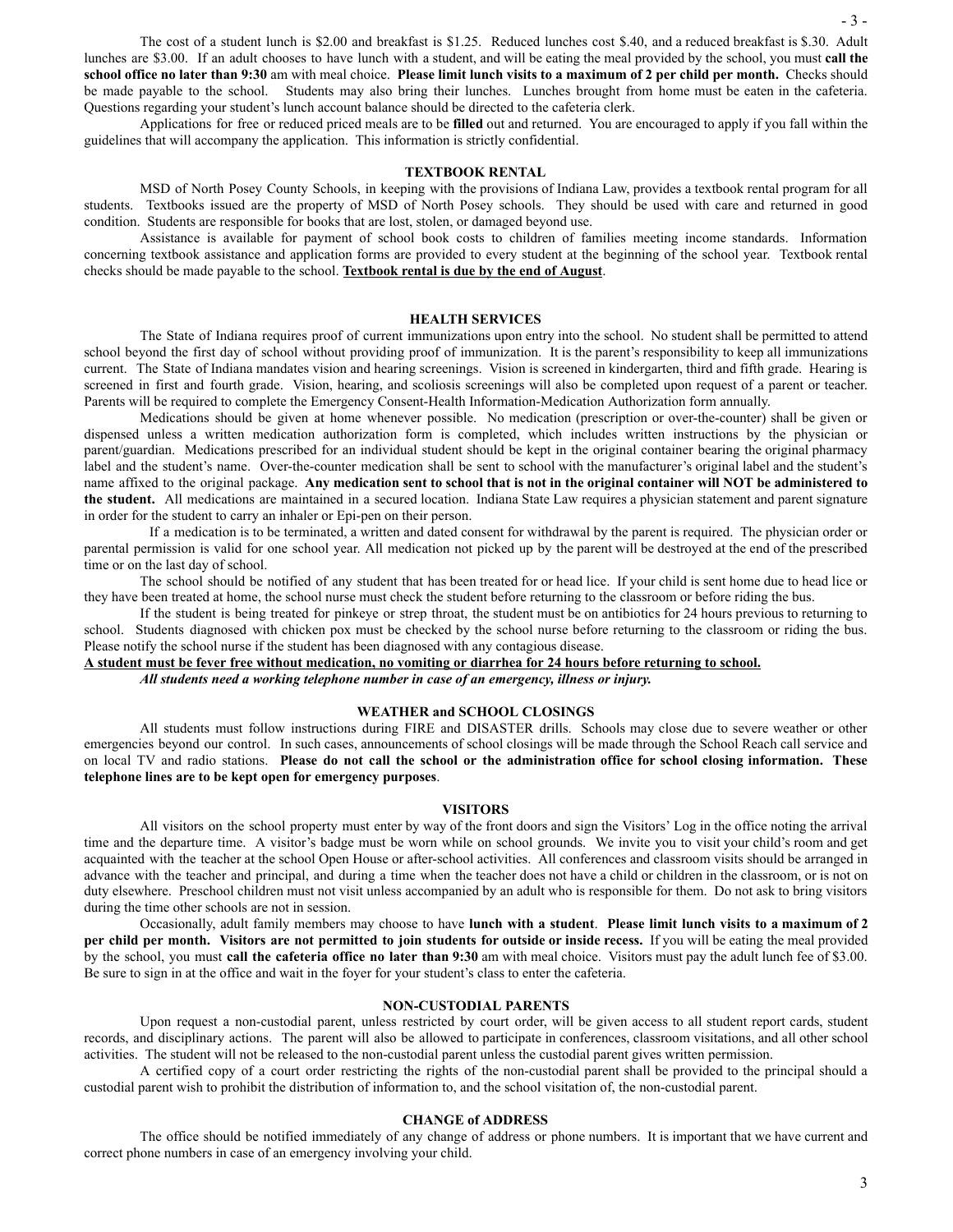The cost of a student lunch is $2.00 and breakfast is $1.25. Reduced lunches cost $.40, and a reduced breakfast is $.30. Adult lunches are $3.00. If an adult chooses to have lunch with a student, and will be eating the meal provided by the school, you must **call the school office no later than 9:30** am with meal choice. **Please limit lunch visits to a maximum of 2 per child per month.** Checks should be made payable to the school. Students may also bring their lunches. Lunches brought from home must be eaten in the cafeteria. Questions regarding your student's lunch account balance should be directed to the cafeteria clerk.

Applications for free or reduced priced meals are to be **filled** out and returned. You are encouraged to apply if you fall within the guidelines that will accompany the application. This information is strictly confidential.

## TEXTBOOK RENTAL

MSD of North Posey County Schools, in keeping with the provisions of Indiana Law, provides a textbook rental program for all students. Textbooks issued are the property of MSD of North Posey schools. They should be used with care and returned in good condition. Students are responsible for books that are lost, stolen, or damaged beyond use.

Assistance is available for payment of school book costs to children of families meeting income standards. Information concerning textbook assistance and application forms are provided to every student at the beginning of the school year. Textbook rental checks should be made payable to the school. <u>**Textbook rental is due by the end of August**</u>.

## HEALTH SERVICES

The State of Indiana requires proof of current immunizations upon entry into the school. No student shall be permitted to attend school beyond the first day of school without providing proof of immunization. It is the parent's responsibility to keep all immunizations current. The State of Indiana mandates vision and hearing screenings. Vision is screened in kindergarten, third and fifth grade. Hearing is screened in first and fourth grade. Vision, hearing, and scoliosis screenings will also be completed upon request of a parent or teacher. Parents will be required to complete the Emergency Consent-Health Information-Medication Authorization form annually.

Medications should be given at home whenever possible. No medication (prescription or over-the-counter) shall be given or dispensed unless a written medication authorization form is completed, which includes written instructions by the physician or parent/guardian. Medications prescribed for an individual student should be kept in the original container bearing the original pharmacy label and the student's name. Over-the-counter medication shall be sent to school with the manufacturer's original label and the student's name affixed to the original package. **Any medication sent to school that is not in the original container will NOT be administered to the student.** All medications are maintained in a secured location. Indiana State Law requires a physician statement and parent signature in order for the student to carry an inhaler or Epi-pen on their person.

If a medication is to be terminated, a written and dated consent for withdrawal by the parent is required. The physician order or parental permission is valid for one school year. All medication not picked up by the parent will be destroyed at the end of the prescribed time or on the last day of school.

The school should be notified of any student that has been treated for or head lice. If your child is sent home due to head lice or they have been treated at home, the school nurse must check the student before returning to the classroom or before riding the bus.

If the student is being treated for pinkeye or strep throat, the student must be on antibiotics for 24 hours previous to returning to school. Students diagnosed with chicken pox must be checked by the school nurse before returning to the classroom or riding the bus. Please notify the school nurse if the student has been diagnosed with any contagious disease.

<u>**A student must be fever free without medication, no vomiting or diarrhea for 24 hours before returning to school.**</u>

***All students need a working telephone number in case of an emergency, illness or injury.***

## WEATHER and SCHOOL CLOSINGS

All students must follow instructions during FIRE and DISASTER drills. Schools may close due to severe weather or other emergencies beyond our control. In such cases, announcements of school closings will be made through the School Reach call service and on local TV and radio stations. **Please do not call the school or the administration office for school closing information. These telephone lines are to be kept open for emergency purposes**.

## VISITORS

All visitors on the school property must enter by way of the front doors and sign the Visitors' Log in the office noting the arrival time and the departure time. A visitor's badge must be worn while on school grounds. We invite you to visit your child's room and get acquainted with the teacher at the school Open House or after-school activities. All conferences and classroom visits should be arranged in advance with the teacher and principal, and during a time when the teacher does not have a child or children in the classroom, or is not on duty elsewhere. Preschool children must not visit unless accompanied by an adult who is responsible for them. Do not ask to bring visitors during the time other schools are not in session.

Occasionally, adult family members may choose to have **lunch with a student**. **Please limit lunch visits to a maximum of 2 per child per month. Visitors are not permitted to join students for outside or inside recess.** If you will be eating the meal provided by the school, you must **call the cafeteria office no later than 9:30** am with meal choice. Visitors must pay the adult lunch fee of $3.00. Be sure to sign in at the office and wait in the foyer for your student's class to enter the cafeteria.

## NON-CUSTODIAL PARENTS

Upon request a non-custodial parent, unless restricted by court order, will be given access to all student report cards, student records, and disciplinary actions. The parent will also be allowed to participate in conferences, classroom visitations, and all other school activities. The student will not be released to the non-custodial parent unless the custodial parent gives written permission.

A certified copy of a court order restricting the rights of the non-custodial parent shall be provided to the principal should a custodial parent wish to prohibit the distribution of information to, and the school visitation of, the non-custodial parent.

## CHANGE of ADDRESS

The office should be notified immediately of any change of address or phone numbers. It is important that we have current and correct phone numbers in case of an emergency involving your child.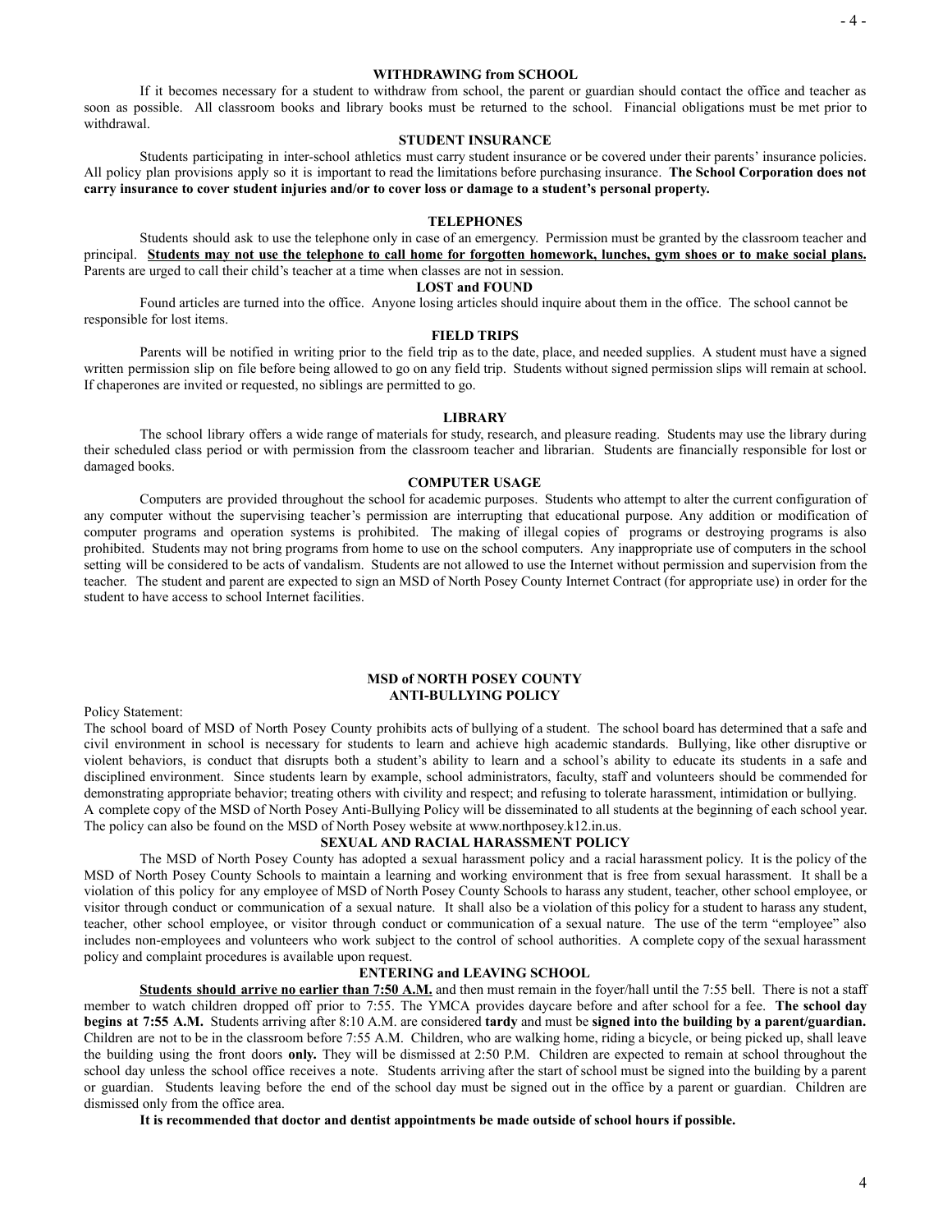## WITHDRAWING from SCHOOL

If it becomes necessary for a student to withdraw from school, the parent or guardian should contact the office and teacher as soon as possible. All classroom books and library books must be returned to the school. Financial obligations must be met prior to withdrawal.

## STUDENT INSURANCE

Students participating in inter-school athletics must carry student insurance or be covered under their parents' insurance policies. All policy plan provisions apply so it is important to read the limitations before purchasing insurance. **The School Corporation does not carry insurance to cover student injuries and/or to cover loss or damage to a student's personal property.**

## TELEPHONES

Students should ask to use the telephone only in case of an emergency. Permission must be granted by the classroom teacher and principal. **Students may not use the telephone to call home for forgotten homework, lunches, gym shoes or to make social plans.** Parents are urged to call their child's teacher at a time when classes are not in session.

## LOST and FOUND

Found articles are turned into the office. Anyone losing articles should inquire about them in the office. The school cannot be responsible for lost items.

## FIELD TRIPS

Parents will be notified in writing prior to the field trip as to the date, place, and needed supplies. A student must have a signed written permission slip on file before being allowed to go on any field trip. Students without signed permission slips will remain at school. If chaperones are invited or requested, no siblings are permitted to go.

## LIBRARY

The school library offers a wide range of materials for study, research, and pleasure reading. Students may use the library during their scheduled class period or with permission from the classroom teacher and librarian. Students are financially responsible for lost or damaged books.

## COMPUTER USAGE

Computers are provided throughout the school for academic purposes. Students who attempt to alter the current configuration of any computer without the supervising teacher's permission are interrupting that educational purpose. Any addition or modification of computer programs and operation systems is prohibited. The making of illegal copies of programs or destroying programs is also prohibited. Students may not bring programs from home to use on the school computers. Any inappropriate use of computers in the school setting will be considered to be acts of vandalism. Students are not allowed to use the Internet without permission and supervision from the teacher. The student and parent are expected to sign an MSD of North Posey County Internet Contract (for appropriate use) in order for the student to have access to school Internet facilities.

## MSD of NORTH POSEY COUNTY ANTI-BULLYING POLICY

Policy Statement:

The school board of MSD of North Posey County prohibits acts of bullying of a student. The school board has determined that a safe and civil environment in school is necessary for students to learn and achieve high academic standards. Bullying, like other disruptive or violent behaviors, is conduct that disrupts both a student's ability to learn and a school's ability to educate its students in a safe and disciplined environment. Since students learn by example, school administrators, faculty, staff and volunteers should be commended for demonstrating appropriate behavior; treating others with civility and respect; and refusing to tolerate harassment, intimidation or bullying.

A complete copy of the MSD of North Posey Anti-Bullying Policy will be disseminated to all students at the beginning of each school year. The policy can also be found on the MSD of North Posey website at www.northposey.k12.in.us.

## SEXUAL AND RACIAL HARASSMENT POLICY

The MSD of North Posey County has adopted a sexual harassment policy and a racial harassment policy. It is the policy of the MSD of North Posey County Schools to maintain a learning and working environment that is free from sexual harassment. It shall be a violation of this policy for any employee of MSD of North Posey County Schools to harass any student, teacher, other school employee, or visitor through conduct or communication of a sexual nature. It shall also be a violation of this policy for a student to harass any student, teacher, other school employee, or visitor through conduct or communication of a sexual nature. The use of the term "employee" also includes non-employees and volunteers who work subject to the control of school authorities. A complete copy of the sexual harassment policy and complaint procedures is available upon request.

## ENTERING and LEAVING SCHOOL

**Students should arrive no earlier than 7:50 A.M.** and then must remain in the foyer/hall until the 7:55 bell. There is not a staff member to watch children dropped off prior to 7:55. The YMCA provides daycare before and after school for a fee. **The school day begins at 7:55 A.M.** Students arriving after 8:10 A.M. are considered **tardy** and must be **signed into the building by a parent/guardian.** Children are not to be in the classroom before 7:55 A.M. Children, who are walking home, riding a bicycle, or being picked up, shall leave the building using the front doors **only.** They will be dismissed at 2:50 P.M. Children are expected to remain at school throughout the school day unless the school office receives a note. Students arriving after the start of school must be signed into the building by a parent or guardian. Students leaving before the end of the school day must be signed out in the office by a parent or guardian. Children are dismissed only from the office area.

**It is recommended that doctor and dentist appointments be made outside of school hours if possible.**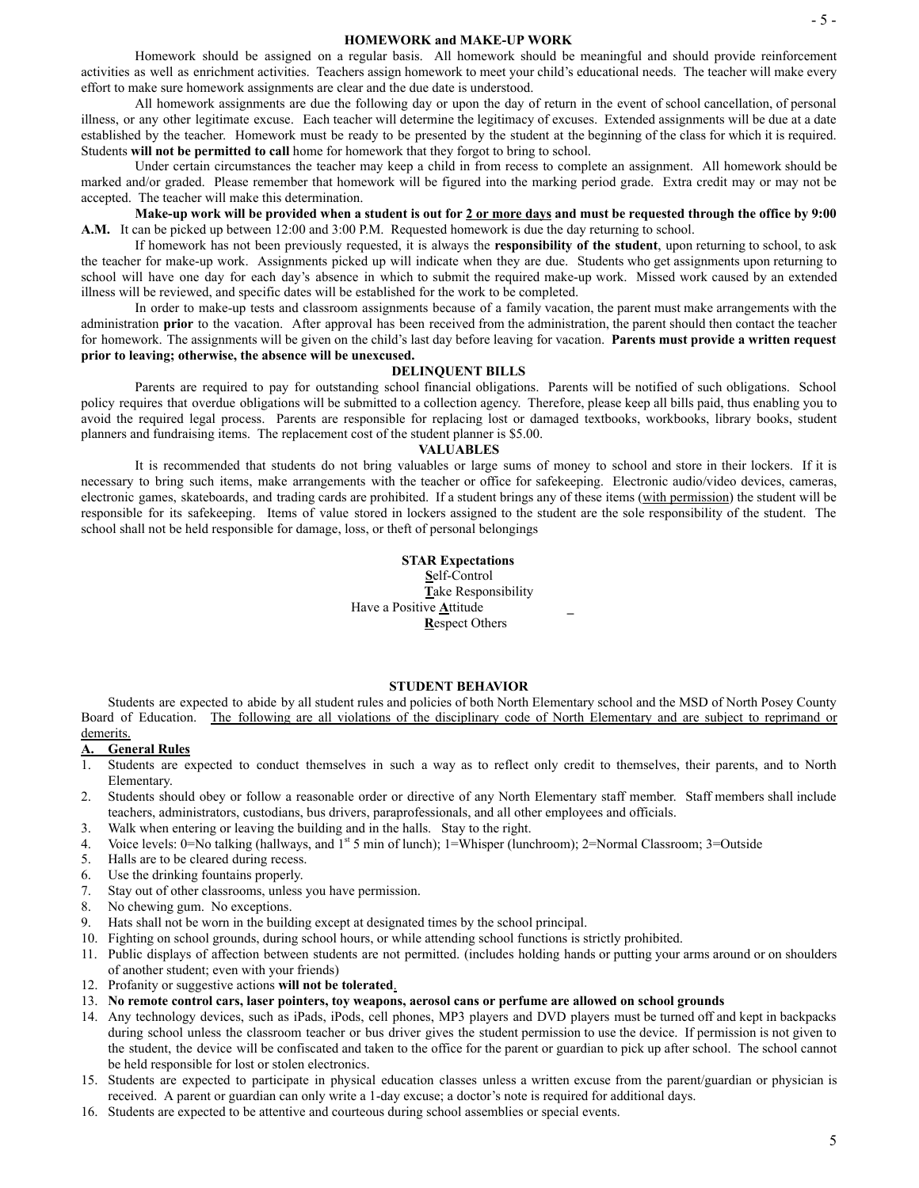## HOMEWORK and MAKE-UP WORK

Homework should be assigned on a regular basis. All homework should be meaningful and should provide reinforcement activities as well as enrichment activities. Teachers assign homework to meet your child's educational needs. The teacher will make every effort to make sure homework assignments are clear and the due date is understood.

All homework assignments are due the following day or upon the day of return in the event of school cancellation, of personal illness, or any other legitimate excuse. Each teacher will determine the legitimacy of excuses. Extended assignments will be due at a date established by the teacher. Homework must be ready to be presented by the student at the beginning of the class for which it is required. Students **will not be permitted to call** home for homework that they forgot to bring to school.

Under certain circumstances the teacher may keep a child in from recess to complete an assignment. All homework should be marked and/or graded. Please remember that homework will be figured into the marking period grade. Extra credit may or may not be accepted. The teacher will make this determination.

**Make-up work will be provided when a student is out for <u>2 or more days</u> and must be requested through the office by 9:00 A.M.** It can be picked up between 12:00 and 3:00 P.M. Requested homework is due the day returning to school.

If homework has not been previously requested, it is always the **responsibility of the student**, upon returning to school, to ask the teacher for make-up work. Assignments picked up will indicate when they are due. Students who get assignments upon returning to school will have one day for each day's absence in which to submit the required make-up work. Missed work caused by an extended illness will be reviewed, and specific dates will be established for the work to be completed.

In order to make-up tests and classroom assignments because of a family vacation, the parent must make arrangements with the administration **prior** to the vacation. After approval has been received from the administration, the parent should then contact the teacher for homework. The assignments will be given on the child's last day before leaving for vacation. **Parents must provide a written request prior to leaving; otherwise, the absence will be unexcused.**

## DELINQUENT BILLS

Parents are required to pay for outstanding school financial obligations. Parents will be notified of such obligations. School policy requires that overdue obligations will be submitted to a collection agency. Therefore, please keep all bills paid, thus enabling you to avoid the required legal process. Parents are responsible for replacing lost or damaged textbooks, workbooks, library books, student planners and fundraising items. The replacement cost of the student planner is $5.00.

## VALUABLES

It is recommended that students do not bring valuables or large sums of money to school and store in their lockers. If it is necessary to bring such items, make arrangements with the teacher or office for safekeeping. Electronic audio/video devices, cameras, electronic games, skateboards, and trading cards are prohibited. If a student brings any of these items (<u>with permission</u>) the student will be responsible for its safekeeping. Items of value stored in lockers assigned to the student are the sole responsibility of the student. The school shall not be held responsible for damage, loss, or theft of personal belongings

**STAR Expectations**

**<u>S</u>**elf-Control
**<u>T</u>**ake Responsibility
Have a Positive **<u>A</u>**ttitude
**<u>R</u>**espect Others

## STUDENT BEHAVIOR

Students are expected to abide by all student rules and policies of both North Elementary school and the MSD of North Posey County Board of Education. <u>The following are all violations of the disciplinary code of North Elementary and are subject to reprimand or demerits.</u>

**<u>A. General Rules</u>**

1. Students are expected to conduct themselves in such a way as to reflect only credit to themselves, their parents, and to North Elementary.
2. Students should obey or follow a reasonable order or directive of any North Elementary staff member. Staff members shall include teachers, administrators, custodians, bus drivers, paraprofessionals, and all other employees and officials.
3. Walk when entering or leaving the building and in the halls. Stay to the right.
4. Voice levels: 0=No talking (hallways, and 1st 5 min of lunch); 1=Whisper (lunchroom); 2=Normal Classroom; 3=Outside
5. Halls are to be cleared during recess.
6. Use the drinking fountains properly.
7. Stay out of other classrooms, unless you have permission.
8. No chewing gum. No exceptions.
9. Hats shall not be worn in the building except at designated times by the school principal.
10. Fighting on school grounds, during school hours, or while attending school functions is strictly prohibited.
11. Public displays of affection between students are not permitted. (includes holding hands or putting your arms around or on shoulders of another student; even with your friends)
12. Profanity or suggestive actions **will not be tolerated.**
13. **No remote control cars, laser pointers, toy weapons, aerosol cans or perfume are allowed on school grounds**
14. Any technology devices, such as iPads, iPods, cell phones, MP3 players and DVD players must be turned off and kept in backpacks during school unless the classroom teacher or bus driver gives the student permission to use the device. If permission is not given to the student, the device will be confiscated and taken to the office for the parent or guardian to pick up after school. The school cannot be held responsible for lost or stolen electronics.
15. Students are expected to participate in physical education classes unless a written excuse from the parent/guardian or physician is received. A parent or guardian can only write a 1-day excuse; a doctor's note is required for additional days.
16. Students are expected to be attentive and courteous during school assemblies or special events.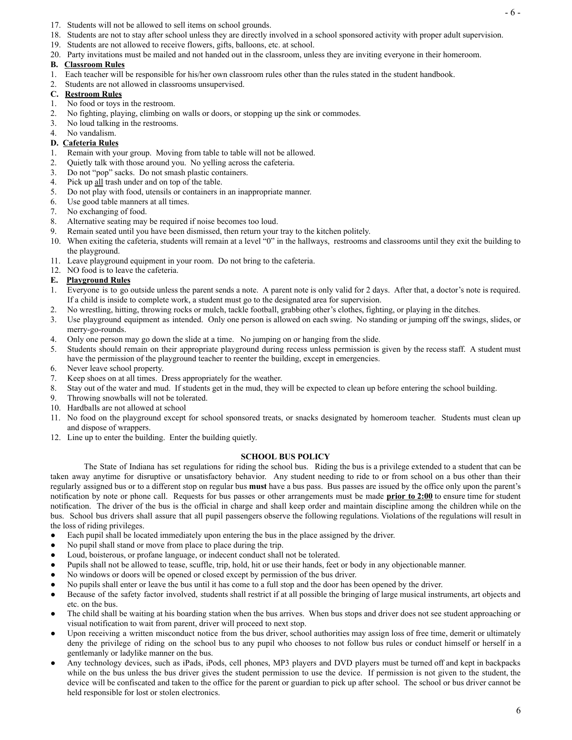17. Students will not be allowed to sell items on school grounds.
18. Students are not to stay after school unless they are directly involved in a school sponsored activity with proper adult supervision.
19. Students are not allowed to receive flowers, gifts, balloons, etc. at school.
20. Party invitations must be mailed and not handed out in the classroom, unless they are inviting everyone in their homeroom.

**B. <u>Classroom Rules</u>**

1. Each teacher will be responsible for his/her own classroom rules other than the rules stated in the student handbook.
2. Students are not allowed in classrooms unsupervised.

**C. <u>Restroom Rules</u>**

1. No food or toys in the restroom.
2. No fighting, playing, climbing on walls or doors, or stopping up the sink or commodes.
3. No loud talking in the restrooms.
4. No vandalism.

**D. <u>Cafeteria Rules</u>**

1. Remain with your group. Moving from table to table will not be allowed.
2. Quietly talk with those around you. No yelling across the cafeteria.
3. Do not "pop" sacks. Do not smash plastic containers.
4. Pick up <u>all</u> trash under and on top of the table.
5. Do not play with food, utensils or containers in an inappropriate manner.
6. Use good table manners at all times.
7. No exchanging of food.
8. Alternative seating may be required if noise becomes too loud.
9. Remain seated until you have been dismissed, then return your tray to the kitchen politely.
10. When exiting the cafeteria, students will remain at a level "0" in the hallways, restrooms and classrooms until they exit the building to the playground.
11. Leave playground equipment in your room. Do not bring to the cafeteria.
12. NO food is to leave the cafeteria.

**E. <u>Playground Rules</u>**

1. Everyone is to go outside unless the parent sends a note. A parent note is only valid for 2 days. After that, a doctor's note is required. If a child is inside to complete work, a student must go to the designated area for supervision.
2. No wrestling, hitting, throwing rocks or mulch, tackle football, grabbing other's clothes, fighting, or playing in the ditches.
3. Use playground equipment as intended. Only one person is allowed on each swing. No standing or jumping off the swings, slides, or merry-go-rounds.
4. Only one person may go down the slide at a time. No jumping on or hanging from the slide.
5. Students should remain on their appropriate playground during recess unless permission is given by the recess staff. A student must have the permission of the playground teacher to reenter the building, except in emergencies.
6. Never leave school property.
7. Keep shoes on at all times. Dress appropriately for the weather.
8. Stay out of the water and mud. If students get in the mud, they will be expected to clean up before entering the school building.
9. Throwing snowballs will not be tolerated.
10. Hardballs are not allowed at school
11. No food on the playground except for school sponsored treats, or snacks designated by homeroom teacher. Students must clean up and dispose of wrappers.
12. Line up to enter the building. Enter the building quietly.

**SCHOOL BUS POLICY**

The State of Indiana has set regulations for riding the school bus. Riding the bus is a privilege extended to a student that can be taken away anytime for disruptive or unsatisfactory behavior. Any student needing to ride to or from school on a bus other than their regularly assigned bus or to a different stop on regular bus **must** have a bus pass. Bus passes are issued by the office only upon the parent's notification by note or phone call. Requests for bus passes or other arrangements must be made <u>**prior to 2:00**</u> to ensure time for student notification. The driver of the bus is the official in charge and shall keep order and maintain discipline among the children while on the bus. School bus drivers shall assure that all pupil passengers observe the following regulations. Violations of the regulations will result in the loss of riding privileges.

- Each pupil shall be located immediately upon entering the bus in the place assigned by the driver.
- No pupil shall stand or move from place to place during the trip.
- Loud, boisterous, or profane language, or indecent conduct shall not be tolerated.
- Pupils shall not be allowed to tease, scuffle, trip, hold, hit or use their hands, feet or body in any objectionable manner.
- No windows or doors will be opened or closed except by permission of the bus driver.
- No pupils shall enter or leave the bus until it has come to a full stop and the door has been opened by the driver.
- Because of the safety factor involved, students shall restrict if at all possible the bringing of large musical instruments, art objects and etc. on the bus.
- The child shall be waiting at his boarding station when the bus arrives. When bus stops and driver does not see student approaching or visual notification to wait from parent, driver will proceed to next stop.
- Upon receiving a written misconduct notice from the bus driver, school authorities may assign loss of free time, demerit or ultimately deny the privilege of riding on the school bus to any pupil who chooses to not follow bus rules or conduct himself or herself in a gentlemanly or ladylike manner on the bus.
- Any technology devices, such as iPads, iPods, cell phones, MP3 players and DVD players must be turned off and kept in backpacks while on the bus unless the bus driver gives the student permission to use the device. If permission is not given to the student, the device will be confiscated and taken to the office for the parent or guardian to pick up after school. The school or bus driver cannot be held responsible for lost or stolen electronics.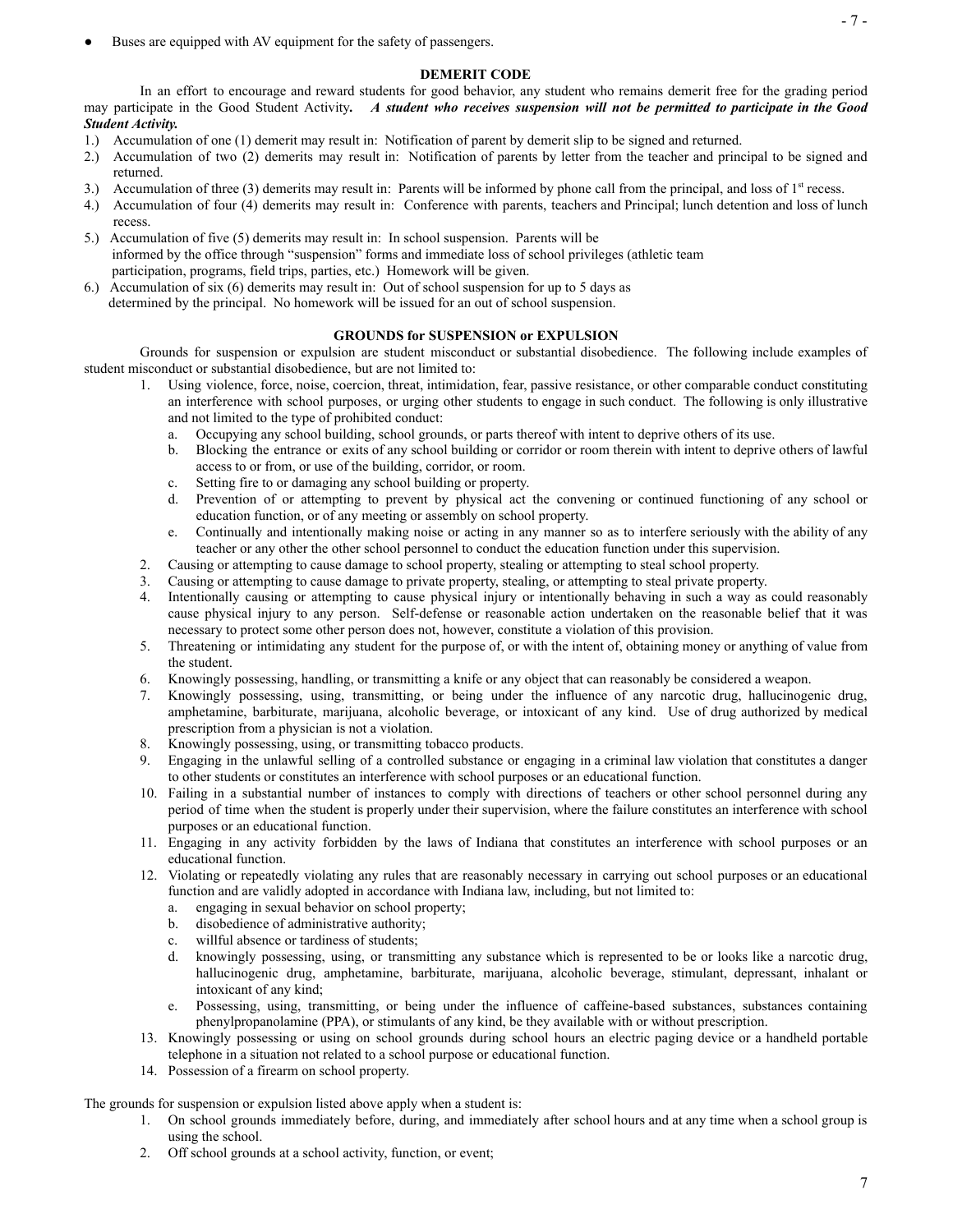- Buses are equipped with AV equipment for the safety of passengers.

## DEMERIT CODE

In an effort to encourage and reward students for good behavior, any student who remains demerit free for the grading period may participate in the Good Student Activity. ***A student who receives suspension will not be permitted to participate in the Good Student Activity.***

1.) Accumulation of one (1) demerit may result in: Notification of parent by demerit slip to be signed and returned.
2.) Accumulation of two (2) demerits may result in: Notification of parents by letter from the teacher and principal to be signed and returned.
3.) Accumulation of three (3) demerits may result in: Parents will be informed by phone call from the principal, and loss of 1st recess.
4.) Accumulation of four (4) demerits may result in: Conference with parents, teachers and Principal; lunch detention and loss of lunch recess.
5.) Accumulation of five (5) demerits may result in: In school suspension. Parents will be informed by the office through "suspension" forms and immediate loss of school privileges (athletic team participation, programs, field trips, parties, etc.) Homework will be given.
6.) Accumulation of six (6) demerits may result in: Out of school suspension for up to 5 days as determined by the principal. No homework will be issued for an out of school suspension.

## GROUNDS for SUSPENSION or EXPULSION

Grounds for suspension or expulsion are student misconduct or substantial disobedience. The following include examples of student misconduct or substantial disobedience, but are not limited to:

1. Using violence, force, noise, coercion, threat, intimidation, fear, passive resistance, or other comparable conduct constituting an interference with school purposes, or urging other students to engage in such conduct. The following is only illustrative and not limited to the type of prohibited conduct:
   a. Occupying any school building, school grounds, or parts thereof with intent to deprive others of its use.
   b. Blocking the entrance or exits of any school building or corridor or room therein with intent to deprive others of lawful access to or from, or use of the building, corridor, or room.
   c. Setting fire to or damaging any school building or property.
   d. Prevention of or attempting to prevent by physical act the convening or continued functioning of any school or education function, or of any meeting or assembly on school property.
   e. Continually and intentionally making noise or acting in any manner so as to interfere seriously with the ability of any teacher or any other the other school personnel to conduct the education function under this supervision.
2. Causing or attempting to cause damage to school property, stealing or attempting to steal school property.
3. Causing or attempting to cause damage to private property, stealing, or attempting to steal private property.
4. Intentionally causing or attempting to cause physical injury or intentionally behaving in such a way as could reasonably cause physical injury to any person. Self-defense or reasonable action undertaken on the reasonable belief that it was necessary to protect some other person does not, however, constitute a violation of this provision.
5. Threatening or intimidating any student for the purpose of, or with the intent of, obtaining money or anything of value from the student.
6. Knowingly possessing, handling, or transmitting a knife or any object that can reasonably be considered a weapon.
7. Knowingly possessing, using, transmitting, or being under the influence of any narcotic drug, hallucinogenic drug, amphetamine, barbiturate, marijuana, alcoholic beverage, or intoxicant of any kind. Use of drug authorized by medical prescription from a physician is not a violation.
8. Knowingly possessing, using, or transmitting tobacco products.
9. Engaging in the unlawful selling of a controlled substance or engaging in a criminal law violation that constitutes a danger to other students or constitutes an interference with school purposes or an educational function.
10. Failing in a substantial number of instances to comply with directions of teachers or other school personnel during any period of time when the student is properly under their supervision, where the failure constitutes an interference with school purposes or an educational function.
11. Engaging in any activity forbidden by the laws of Indiana that constitutes an interference with school purposes or an educational function.
12. Violating or repeatedly violating any rules that are reasonably necessary in carrying out school purposes or an educational function and are validly adopted in accordance with Indiana law, including, but not limited to:
    a. engaging in sexual behavior on school property;
    b. disobedience of administrative authority;
    c. willful absence or tardiness of students;
    d. knowingly possessing, using, or transmitting any substance which is represented to be or looks like a narcotic drug, hallucinogenic drug, amphetamine, barbiturate, marijuana, alcoholic beverage, stimulant, depressant, inhalant or intoxicant of any kind;
    e. Possessing, using, transmitting, or being under the influence of caffeine-based substances, substances containing phenylpropanolamine (PPA), or stimulants of any kind, be they available with or without prescription.
13. Knowingly possessing or using on school grounds during school hours an electric paging device or a handheld portable telephone in a situation not related to a school purpose or educational function.
14. Possession of a firearm on school property.

The grounds for suspension or expulsion listed above apply when a student is:

1. On school grounds immediately before, during, and immediately after school hours and at any time when a school group is using the school.
2. Off school grounds at a school activity, function, or event;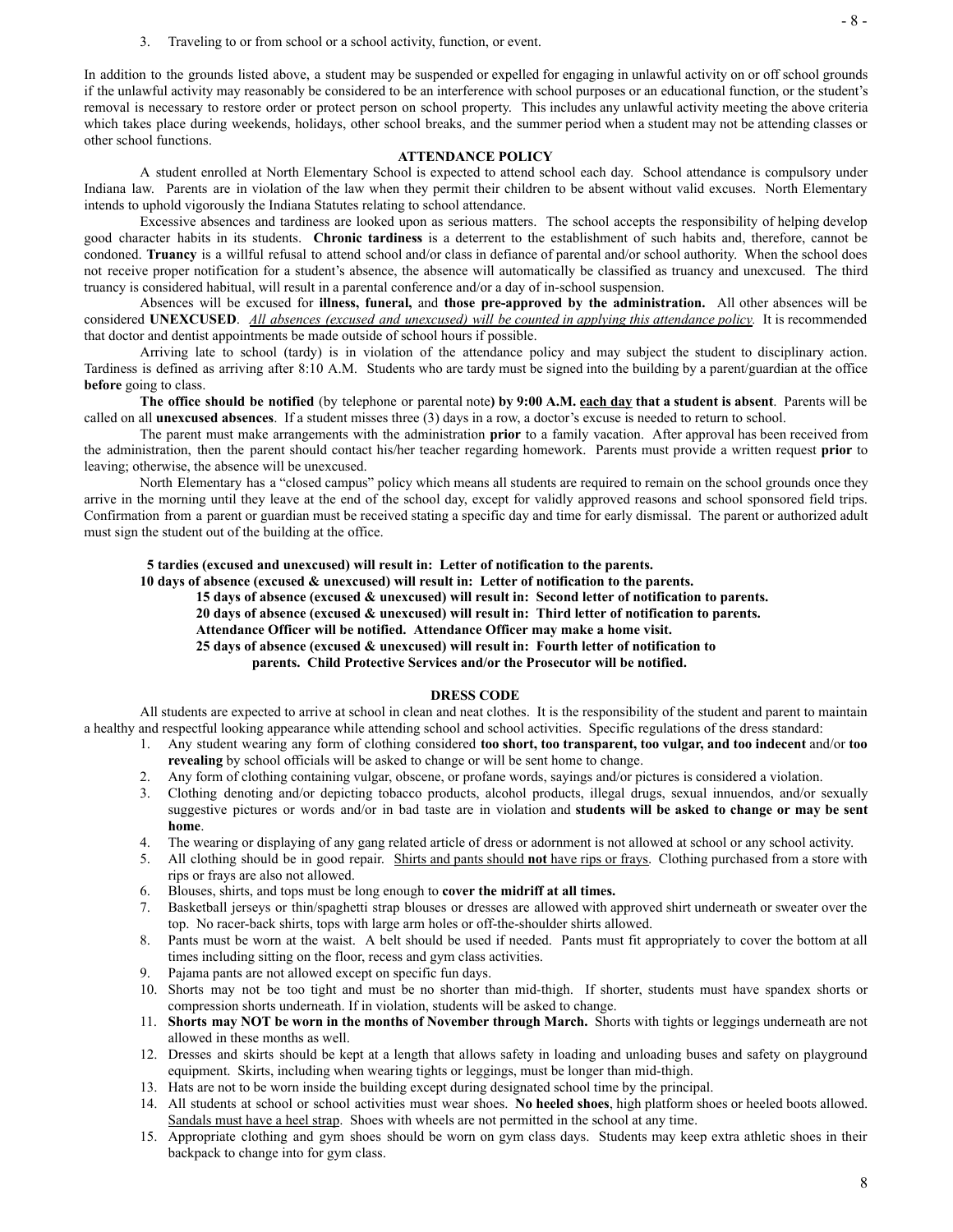3. Traveling to or from school or a school activity, function, or event.

In addition to the grounds listed above, a student may be suspended or expelled for engaging in unlawful activity on or off school grounds if the unlawful activity may reasonably be considered to be an interference with school purposes or an educational function, or the student's removal is necessary to restore order or protect person on school property. This includes any unlawful activity meeting the above criteria which takes place during weekends, holidays, other school breaks, and the summer period when a student may not be attending classes or other school functions.

## ATTENDANCE POLICY

A student enrolled at North Elementary School is expected to attend school each day. School attendance is compulsory under Indiana law. Parents are in violation of the law when they permit their children to be absent without valid excuses. North Elementary intends to uphold vigorously the Indiana Statutes relating to school attendance.

Excessive absences and tardiness are looked upon as serious matters. The school accepts the responsibility of helping develop good character habits in its students. **Chronic tardiness** is a deterrent to the establishment of such habits and, therefore, cannot be condoned. **Truancy** is a willful refusal to attend school and/or class in defiance of parental and/or school authority. When the school does not receive proper notification for a student's absence, the absence will automatically be classified as truancy and unexcused. The third truancy is considered habitual, will result in a parental conference and/or a day of in-school suspension.

Absences will be excused for **illness, funeral,** and **those pre-approved by the administration.** All other absences will be considered **UNEXCUSED**. *All absences (excused and unexcused) will be counted in applying this attendance policy.* It is recommended that doctor and dentist appointments be made outside of school hours if possible.

Arriving late to school (tardy) is in violation of the attendance policy and may subject the student to disciplinary action. Tardiness is defined as arriving after 8:10 A.M. Students who are tardy must be signed into the building by a parent/guardian at the office **before** going to class.

**The office should be notified** (by telephone or parental note**) by 9:00 A.M. each day that a student is absent**. Parents will be called on all **unexcused absences**. If a student misses three (3) days in a row, a doctor's excuse is needed to return to school.

The parent must make arrangements with the administration **prior** to a family vacation. After approval has been received from the administration, then the parent should contact his/her teacher regarding homework. Parents must provide a written request **prior** to leaving; otherwise, the absence will be unexcused.

North Elementary has a "closed campus" policy which means all students are required to remain on the school grounds once they arrive in the morning until they leave at the end of the school day, except for validly approved reasons and school sponsored field trips. Confirmation from a parent or guardian must be received stating a specific day and time for early dismissal. The parent or authorized adult must sign the student out of the building at the office.

**5 tardies (excused and unexcused) will result in: Letter of notification to the parents.**

**10 days of absence (excused & unexcused) will result in: Letter of notification to the parents.**

**15 days of absence (excused & unexcused) will result in: Second letter of notification to parents.**

**20 days of absence (excused & unexcused) will result in: Third letter of notification to parents. Attendance Officer will be notified. Attendance Officer may make a home visit.**

**25 days of absence (excused & unexcused) will result in: Fourth letter of notification to parents. Child Protective Services and/or the Prosecutor will be notified.**

## DRESS CODE

All students are expected to arrive at school in clean and neat clothes. It is the responsibility of the student and parent to maintain a healthy and respectful looking appearance while attending school and school activities. Specific regulations of the dress standard:

1. Any student wearing any form of clothing considered **too short, too transparent, too vulgar, and too indecent** and/or **too revealing** by school officials will be asked to change or will be sent home to change.
2. Any form of clothing containing vulgar, obscene, or profane words, sayings and/or pictures is considered a violation.
3. Clothing denoting and/or depicting tobacco products, alcohol products, illegal drugs, sexual innuendos, and/or sexually suggestive pictures or words and/or in bad taste are in violation and **students will be asked to change or may be sent home**.
4. The wearing or displaying of any gang related article of dress or adornment is not allowed at school or any school activity.
5. All clothing should be in good repair. Shirts and pants should **not** have rips or frays. Clothing purchased from a store with rips or frays are also not allowed.
6. Blouses, shirts, and tops must be long enough to **cover the midriff at all times.**
7. Basketball jerseys or thin/spaghetti strap blouses or dresses are allowed with approved shirt underneath or sweater over the top. No racer-back shirts, tops with large arm holes or off-the-shoulder shirts allowed.
8. Pants must be worn at the waist. A belt should be used if needed. Pants must fit appropriately to cover the bottom at all times including sitting on the floor, recess and gym class activities.
9. Pajama pants are not allowed except on specific fun days.
10. Shorts may not be too tight and must be no shorter than mid-thigh. If shorter, students must have spandex shorts or compression shorts underneath. If in violation, students will be asked to change.
11. **Shorts may NOT be worn in the months of November through March.** Shorts with tights or leggings underneath are not allowed in these months as well.
12. Dresses and skirts should be kept at a length that allows safety in loading and unloading buses and safety on playground equipment. Skirts, including when wearing tights or leggings, must be longer than mid-thigh.
13. Hats are not to be worn inside the building except during designated school time by the principal.
14. All students at school or school activities must wear shoes. **No heeled shoes**, high platform shoes or heeled boots allowed. Sandals must have a heel strap. Shoes with wheels are not permitted in the school at any time.
15. Appropriate clothing and gym shoes should be worn on gym class days. Students may keep extra athletic shoes in their backpack to change into for gym class.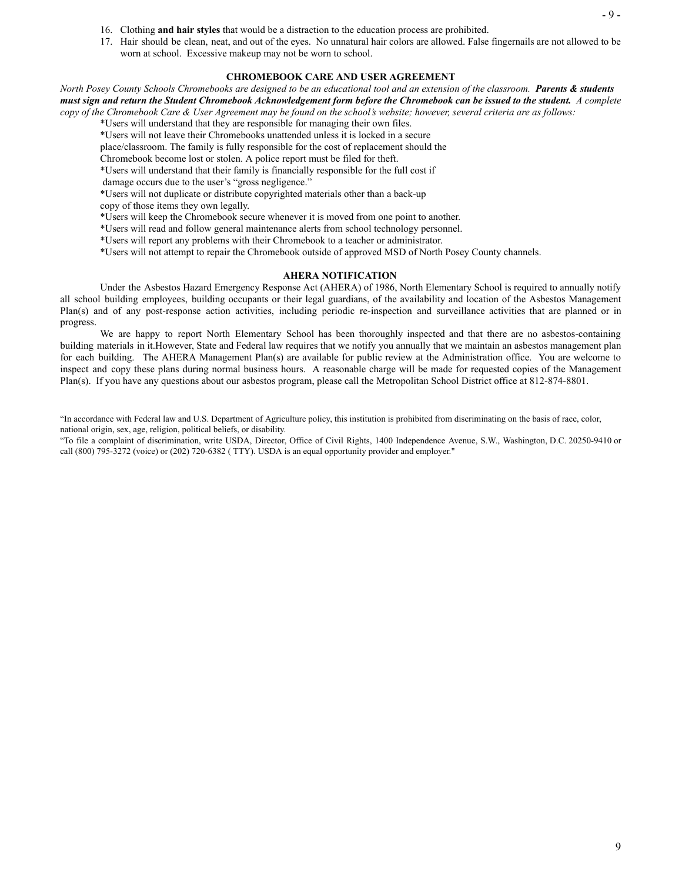16. Clothing **and hair styles** that would be a distraction to the education process are prohibited.
17. Hair should be clean, neat, and out of the eyes. No unnatural hair colors are allowed. False fingernails are not allowed to be worn at school. Excessive makeup may not be worn to school.

### CHROMEBOOK CARE AND USER AGREEMENT

*North Posey County Schools Chromebooks are designed to be an educational tool and an extension of the classroom.* ***Parents & students must sign and return the Student Chromebook Acknowledgement form before the Chromebook can be issued to the student.*** *A complete copy of the Chromebook Care & User Agreement may be found on the school's website; however, several criteria are as follows:*

*Users will understand that they are responsible for managing their own files.

*Users will not leave their Chromebooks unattended unless it is locked in a secure place/classroom. The family is fully responsible for the cost of replacement should the Chromebook become lost or stolen. A police report must be filed for theft.

*Users will understand that their family is financially responsible for the full cost if damage occurs due to the user's "gross negligence."

*Users will not duplicate or distribute copyrighted materials other than a back-up copy of those items they own legally.

*Users will keep the Chromebook secure whenever it is moved from one point to another.

*Users will read and follow general maintenance alerts from school technology personnel.

*Users will report any problems with their Chromebook to a teacher or administrator.

*Users will not attempt to repair the Chromebook outside of approved MSD of North Posey County channels.

### AHERA NOTIFICATION

Under the Asbestos Hazard Emergency Response Act (AHERA) of 1986, North Elementary School is required to annually notify all school building employees, building occupants or their legal guardians, of the availability and location of the Asbestos Management Plan(s) and of any post-response action activities, including periodic re-inspection and surveillance activities that are planned or in progress.

We are happy to report North Elementary School has been thoroughly inspected and that there are no asbestos-containing building materials in it.However, State and Federal law requires that we notify you annually that we maintain an asbestos management plan for each building. The AHERA Management Plan(s) are available for public review at the Administration office. You are welcome to inspect and copy these plans during normal business hours. A reasonable charge will be made for requested copies of the Management Plan(s). If you have any questions about our asbestos program, please call the Metropolitan School District office at 812-874-8801.

"In accordance with Federal law and U.S. Department of Agriculture policy, this institution is prohibited from discriminating on the basis of race, color, national origin, sex, age, religion, political beliefs, or disability.

"To file a complaint of discrimination, write USDA, Director, Office of Civil Rights, 1400 Independence Avenue, S.W., Washington, D.C. 20250-9410 or call (800) 795-3272 (voice) or (202) 720-6382 ( TTY). USDA is an equal opportunity provider and employer."